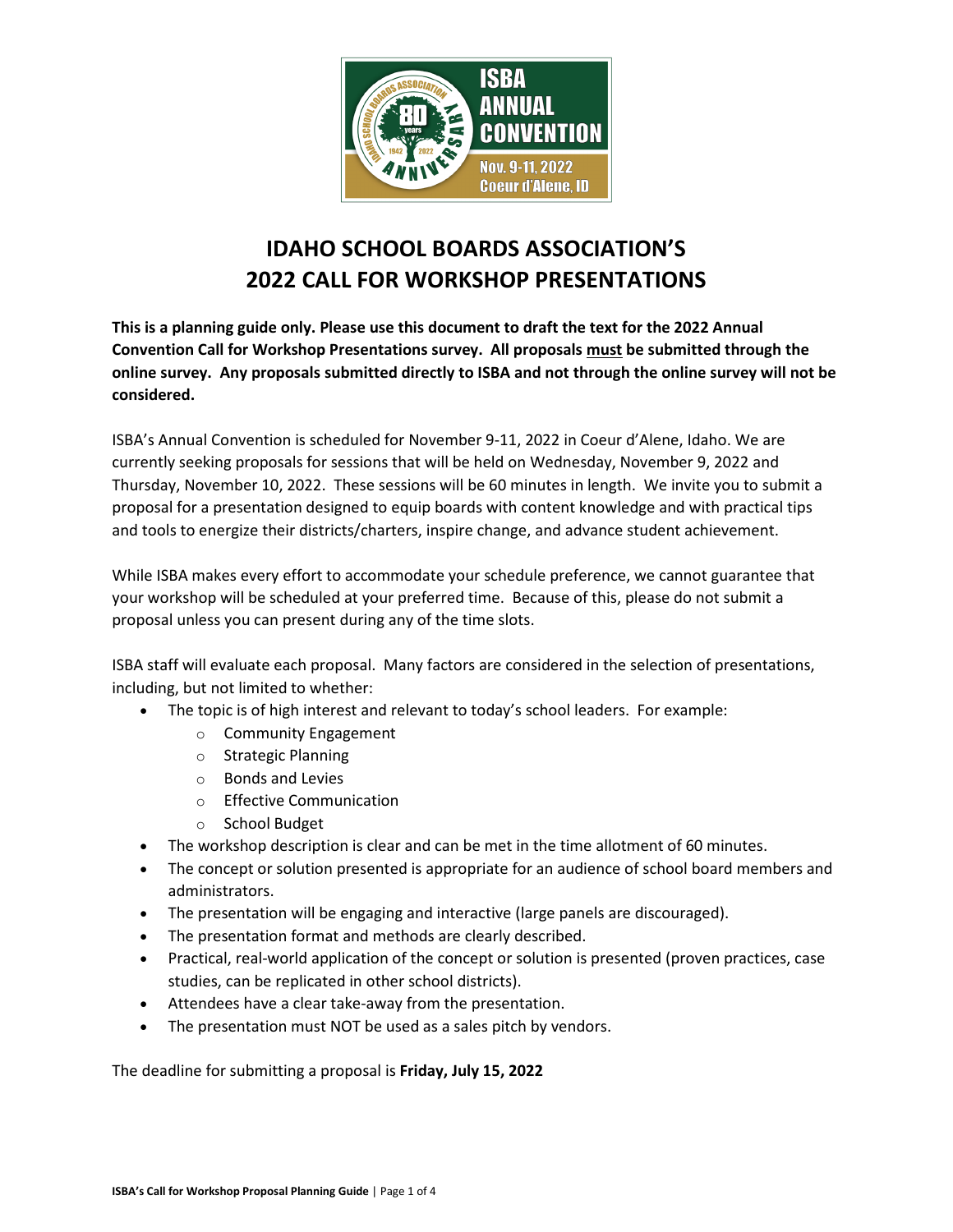# IDAHO SCHOOL BOARDS ASSOCIATION'S 2022 CALL FOR WORKSHOP PRESENTATIONS

**This is a planning guide only. Please use this document to draft the text for the 2022 Annual Convention Call for Workshop Presentations survey. All proposals must be submitted through the online survey. Any proposals submitted directly to ISBA and not through the online survey will not be considered.**

ISBA's Annual Convention is scheduled for November 9-11, 2022 in Coeur d'Alene, Idaho. We are currently seeking proposals for sessions that will be held on Wednesday, November 9, 2022 and Thursday, November 10, 2022. These sessions will be 60 minutes in length. We invite you to submit a proposal for a presentation designed to equip boards with content knowledge and with practical tips and tools to energize their districts/charters, inspire change, and advance student achievement.

While ISBA makes every effort to accommodate your schedule preference, we cannot guarantee that your workshop will be scheduled at your preferred time. Because of this, please do not submit a proposal unless you can present during any of the time slots.

ISBA staff will evaluate each proposal. Many factors are considered in the selection of presentations, including, but not limited to whether:

- The topic is of high interest and relevant to today's school leaders. For example:
  - Community Engagement
  - Strategic Planning
  - Bonds and Levies
  - Effective Communication
  - School Budget
- The workshop description is clear and can be met in the time allotment of 60 minutes.
- The concept or solution presented is appropriate for an audience of school board members and administrators.
- The presentation will be engaging and interactive (large panels are discouraged).
- The presentation format and methods are clearly described.
- Practical, real-world application of the concept or solution is presented (proven practices, case studies, can be replicated in other school districts).
- Attendees have a clear take-away from the presentation.
- The presentation must NOT be used as a sales pitch by vendors.

The deadline for submitting a proposal is **Friday, July 15, 2022**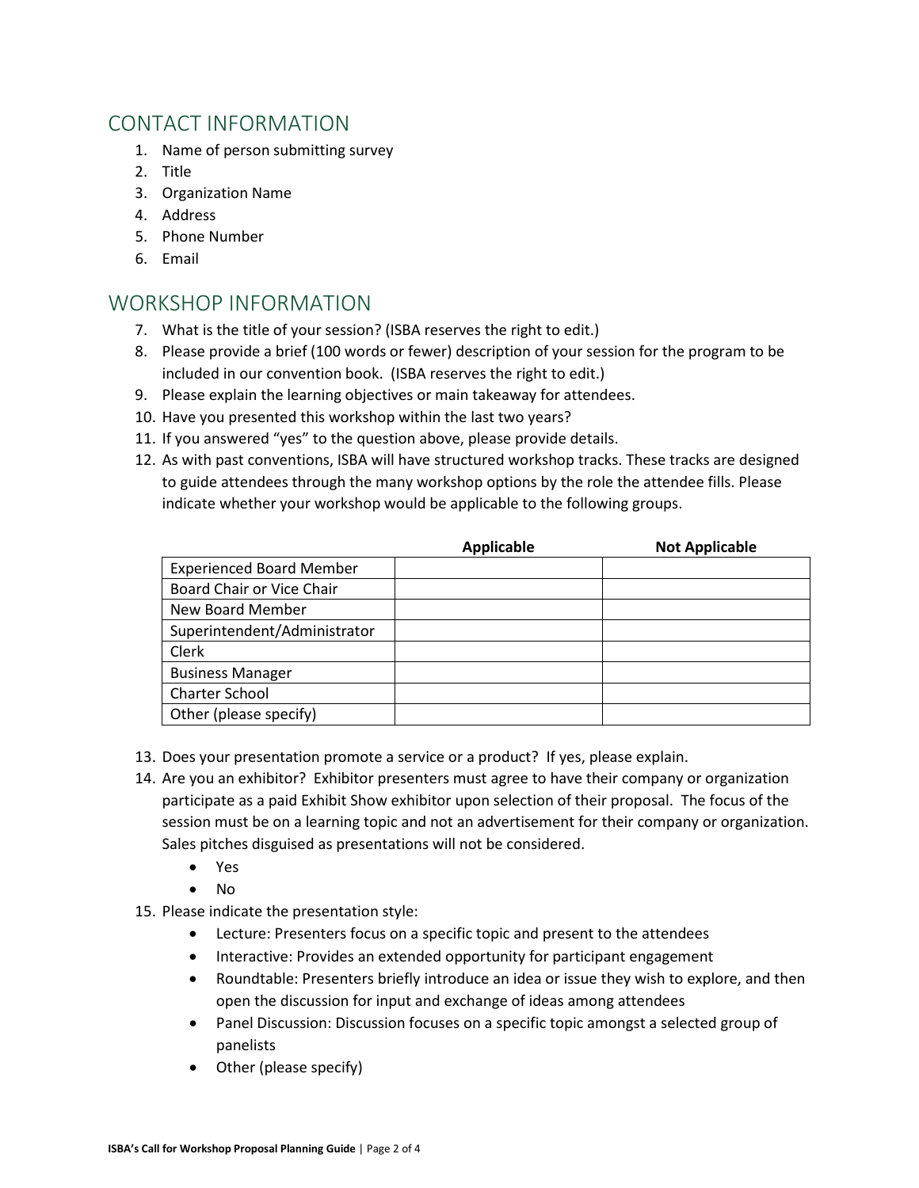## CONTACT INFORMATION

1. Name of person submitting survey
2. Title
3. Organization Name
4. Address
5. Phone Number
6. Email

## WORKSHOP INFORMATION

7. What is the title of your session? (ISBA reserves the right to edit.)
8. Please provide a brief (100 words or fewer) description of your session for the program to be included in our convention book. (ISBA reserves the right to edit.)
9. Please explain the learning objectives or main takeaway for attendees.
10. Have you presented this workshop within the last two years?
11. If you answered "yes" to the question above, please provide details.
12. As with past conventions, ISBA will have structured workshop tracks. These tracks are designed to guide attendees through the many workshop options by the role the attendee fills. Please indicate whether your workshop would be applicable to the following groups.

| | **Applicable** | **Not Applicable** |
|---|---|---|
| Experienced Board Member | | |
| Board Chair or Vice Chair | | |
| New Board Member | | |
| Superintendent/Administrator | | |
| Clerk | | |
| Business Manager | | |
| Charter School | | |
| Other (please specify) | | |

13. Does your presentation promote a service or a product? If yes, please explain.
14. Are you an exhibitor? Exhibitor presenters must agree to have their company or organization participate as a paid Exhibit Show exhibitor upon selection of their proposal. The focus of the session must be on a learning topic and not an advertisement for their company or organization. Sales pitches disguised as presentations will not be considered.
    - Yes
    - No
15. Please indicate the presentation style:
    - Lecture: Presenters focus on a specific topic and present to the attendees
    - Interactive: Provides an extended opportunity for participant engagement
    - Roundtable: Presenters briefly introduce an idea or issue they wish to explore, and then open the discussion for input and exchange of ideas among attendees
    - Panel Discussion: Discussion focuses on a specific topic amongst a selected group of panelists
    - Other (please specify)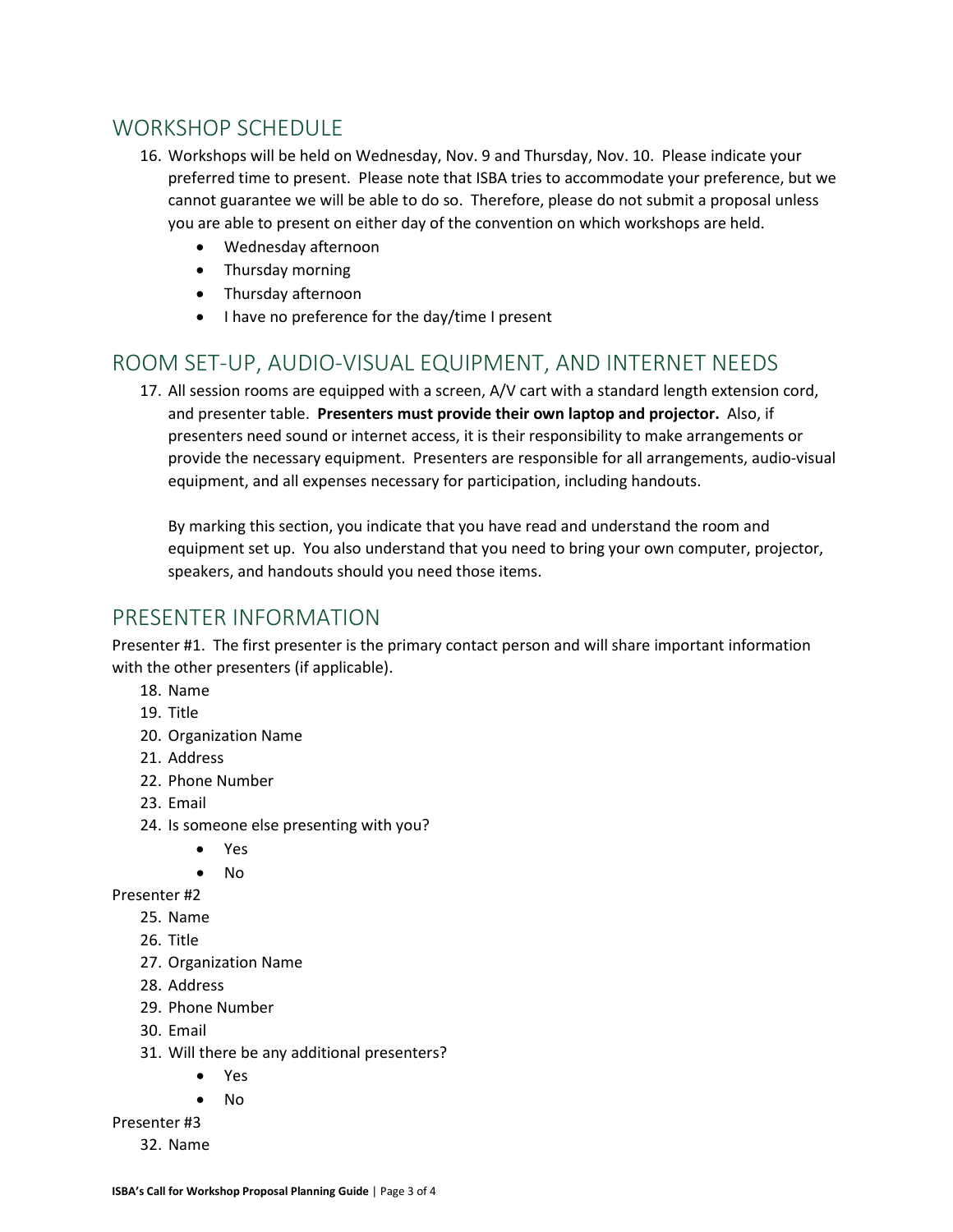## WORKSHOP SCHEDULE

16. Workshops will be held on Wednesday, Nov. 9 and Thursday, Nov. 10. Please indicate your preferred time to present. Please note that ISBA tries to accommodate your preference, but we cannot guarantee we will be able to do so. Therefore, please do not submit a proposal unless you are able to present on either day of the convention on which workshops are held.
    - Wednesday afternoon
    - Thursday morning
    - Thursday afternoon
    - I have no preference for the day/time I present

## ROOM SET-UP, AUDIO-VISUAL EQUIPMENT, AND INTERNET NEEDS

17. All session rooms are equipped with a screen, A/V cart with a standard length extension cord, and presenter table. **Presenters must provide their own laptop and projector.** Also, if presenters need sound or internet access, it is their responsibility to make arrangements or provide the necessary equipment. Presenters are responsible for all arrangements, audio-visual equipment, and all expenses necessary for participation, including handouts.

    By marking this section, you indicate that you have read and understand the room and equipment set up. You also understand that you need to bring your own computer, projector, speakers, and handouts should you need those items.

## PRESENTER INFORMATION

Presenter #1. The first presenter is the primary contact person and will share important information with the other presenters (if applicable).

18. Name
19. Title
20. Organization Name
21. Address
22. Phone Number
23. Email
24. Is someone else presenting with you?
    - Yes
    - No

Presenter #2

25. Name
26. Title
27. Organization Name
28. Address
29. Phone Number
30. Email
31. Will there be any additional presenters?
    - Yes
    - No

Presenter #3

32. Name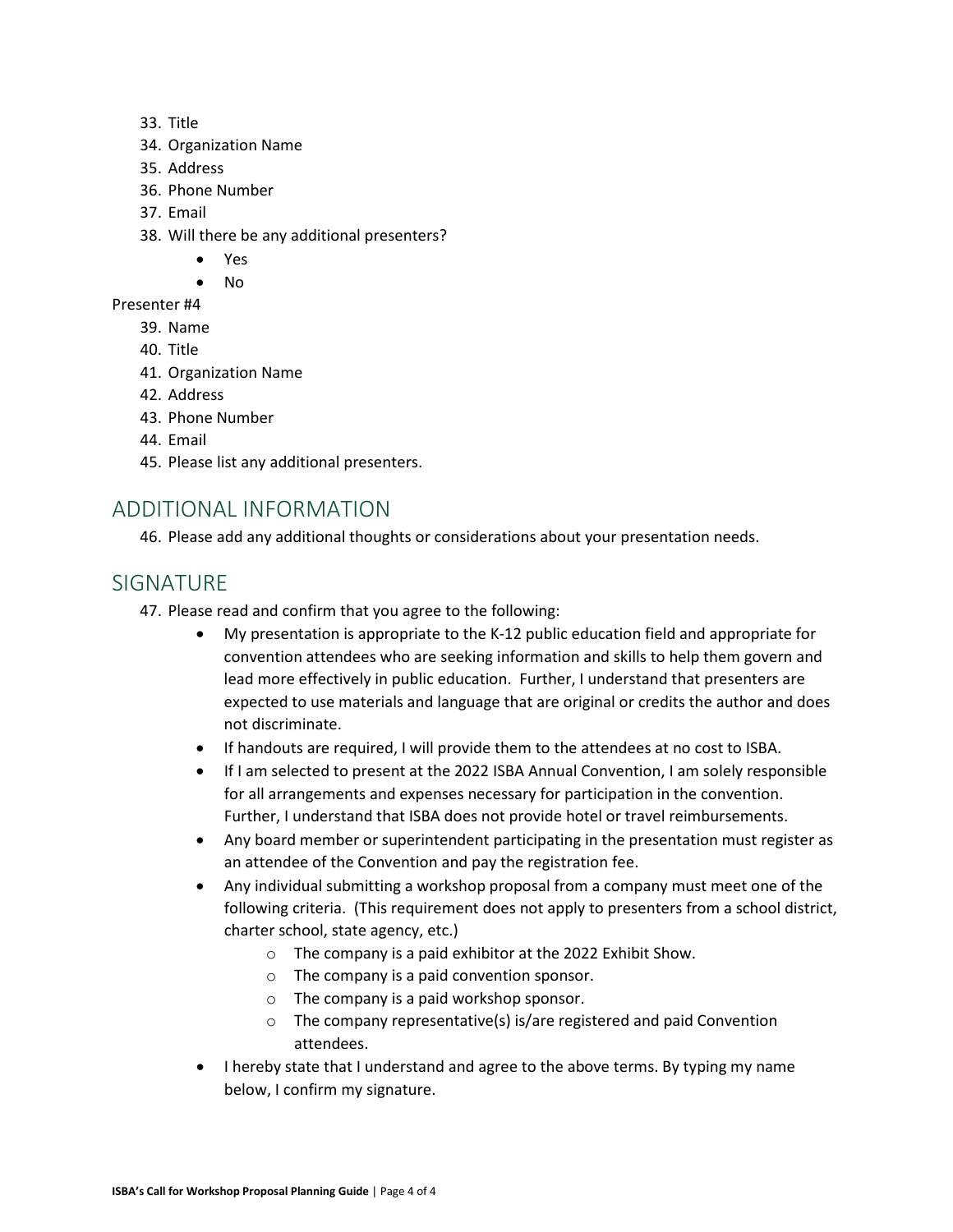33. Title
34. Organization Name
35. Address
36. Phone Number
37. Email
38. Will there be any additional presenters?
    - Yes
    - No

Presenter #4

39. Name
40. Title
41. Organization Name
42. Address
43. Phone Number
44. Email
45. Please list any additional presenters.

## ADDITIONAL INFORMATION

46. Please add any additional thoughts or considerations about your presentation needs.

## SIGNATURE

47. Please read and confirm that you agree to the following:
    - My presentation is appropriate to the K-12 public education field and appropriate for convention attendees who are seeking information and skills to help them govern and lead more effectively in public education. Further, I understand that presenters are expected to use materials and language that are original or credits the author and does not discriminate.
    - If handouts are required, I will provide them to the attendees at no cost to ISBA.
    - If I am selected to present at the 2022 ISBA Annual Convention, I am solely responsible for all arrangements and expenses necessary for participation in the convention. Further, I understand that ISBA does not provide hotel or travel reimbursements.
    - Any board member or superintendent participating in the presentation must register as an attendee of the Convention and pay the registration fee.
    - Any individual submitting a workshop proposal from a company must meet one of the following criteria. (This requirement does not apply to presenters from a school district, charter school, state agency, etc.)
        - The company is a paid exhibitor at the 2022 Exhibit Show.
        - The company is a paid convention sponsor.
        - The company is a paid workshop sponsor.
        - The company representative(s) is/are registered and paid Convention attendees.
    - I hereby state that I understand and agree to the above terms. By typing my name below, I confirm my signature.